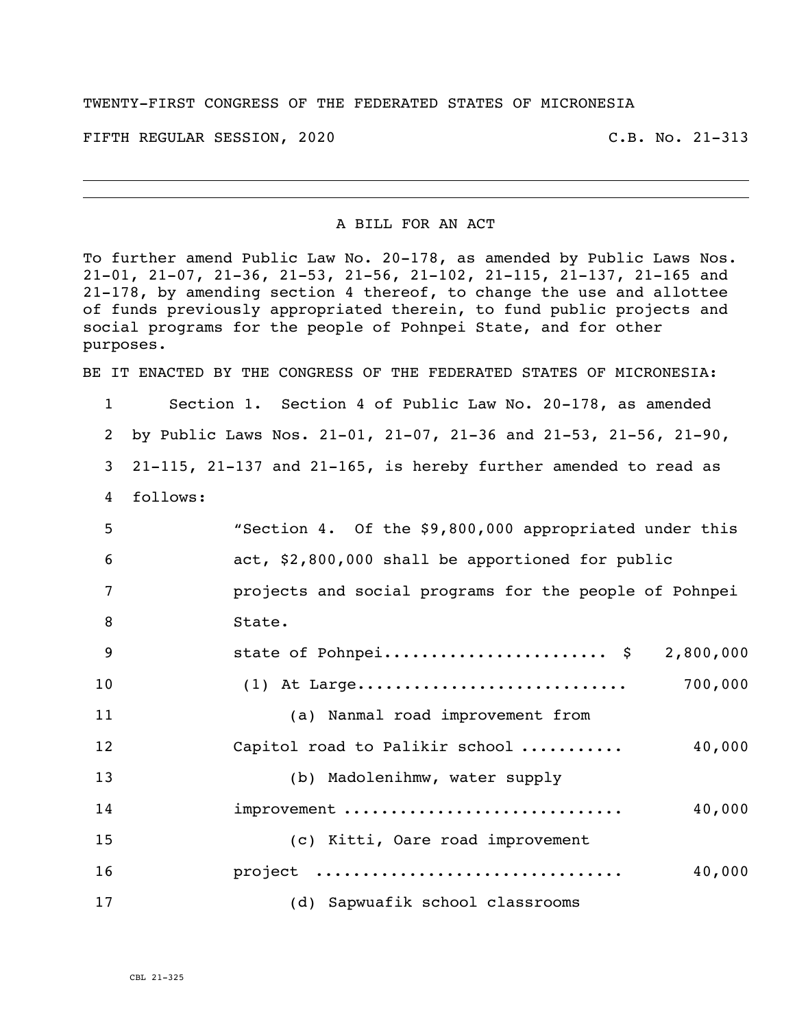TWENTY-FIRST CONGRESS OF THE FEDERATED STATES OF MICRONESIA

FIFTH REGULAR SESSION, 2020 C.B. No. 21-313

---

A BILL FOR AN ACT

To further amend Public Law No. 20-178, as amended by Public Laws Nos. 21-01, 21-07, 21-36, 21-53, 21-56, 21-102, 21-115, 21-137, 21-165 and 21-178, by amending section 4 thereof, to change the use and allottee of funds previously appropriated therein, to fund public projects and social programs for the people of Pohnpei State, and for other purposes.

BE IT ENACTED BY THE CONGRESS OF THE FEDERATED STATES OF MICRONESIA:

1 Section 1. Section 4 of Public Law No. 20-178, as amended
2 by Public Laws Nos. 21-01, 21-07, 21-36 and 21-53, 21-56, 21-90,
3 21-115, 21-137 and 21-165, is hereby further amended to read as
4 follows:

5 "Section 4. Of the $9,800,000 appropriated under this
6 act, $2,800,000 shall be apportioned for public
7 projects and social programs for the people of Pohnpei
8 State.

9 state of Pohnpei........................ $ 2,800,000
10 (1) At Large............................ 700,000
11 (a) Nanmal road improvement from
12 Capitol road to Palikir school ........... 40,000
13 (b) Madolenihmw, water supply
14 improvement ............................. 40,000
15 (c) Kitti, Oare road improvement
16 project ................................. 40,000
17 (d) Sapwuafik school classrooms

CBL 21-325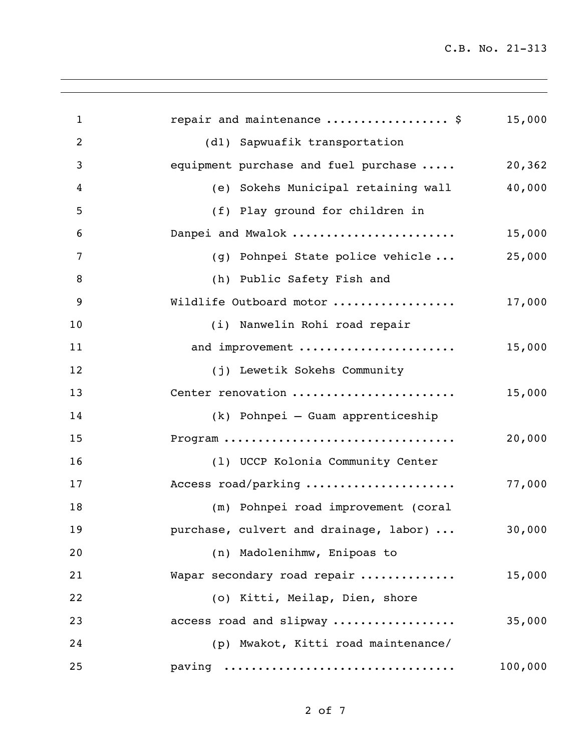repair and maintenance .................. $ 15,000

(d1) Sapwuafik transportation equipment purchase and fuel purchase ..... 20,362

(e) Sokehs Municipal retaining wall 40,000

(f) Play ground for children in Danpei and Mwalok ....................... 15,000

(g) Pohnpei State police vehicle ... 25,000

(h) Public Safety Fish and Wildlife Outboard motor ................. 17,000

(i) Nanwelin Rohi road repair and improvement ...................... 15,000

(j) Lewetik Sokehs Community Center renovation ....................... 15,000

(k) Pohnpei – Guam apprenticeship Program ................................ 20,000

(l) UCCP Kolonia Community Center Access road/parking ..................... 77,000

(m) Pohnpei road improvement (coral purchase, culvert and drainage, labor) ... 30,000

(n) Madolenihmw, Enipoas to Wapar secondary road repair ............. 15,000

(o) Kitti, Meilap, Dien, shore access road and slipway ................. 35,000

(p) Mwakot, Kitti road maintenance/ paving ................................ 100,000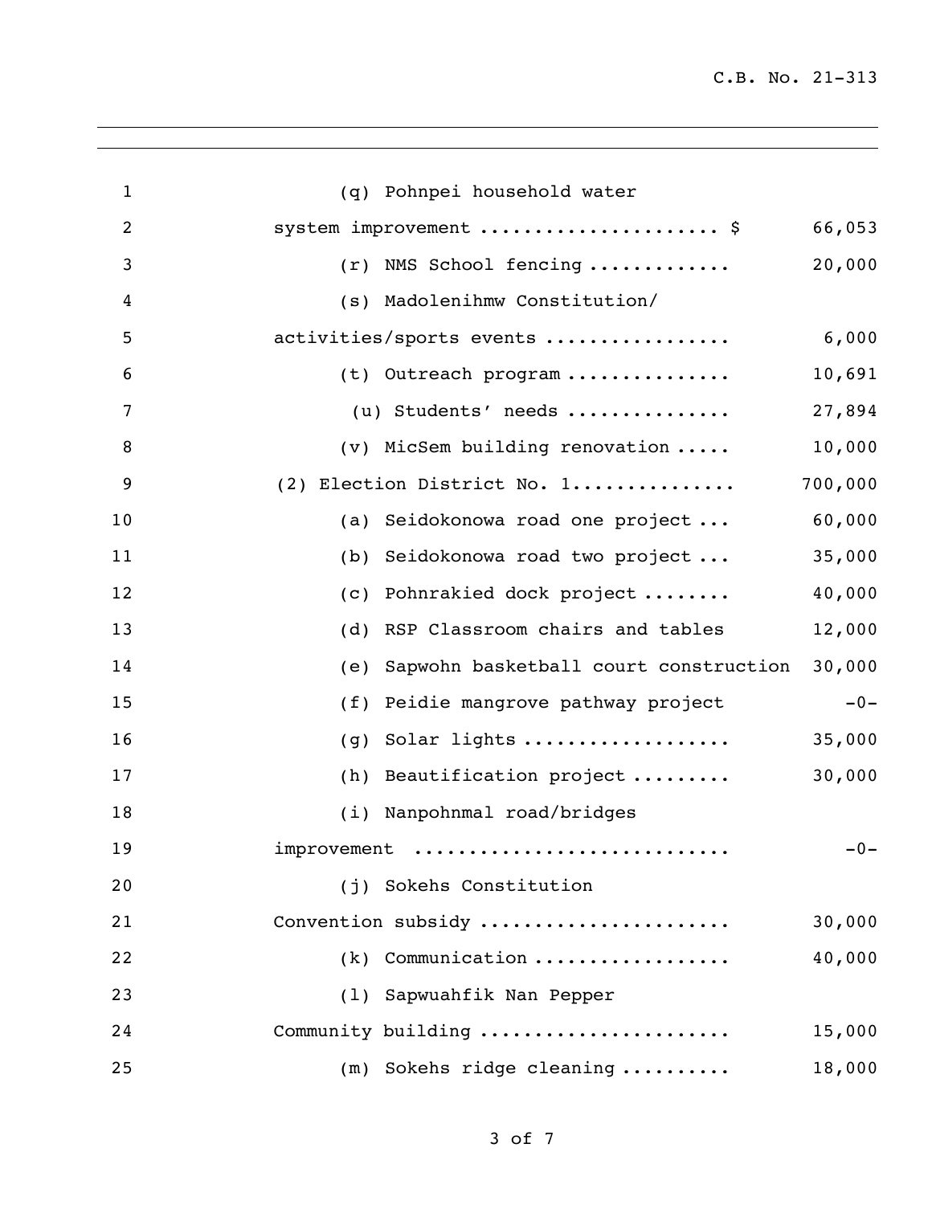| | |
|---|---|
| (q) Pohnpei household water system improvement .................... $ | 66,053 |
| (r) NMS School fencing ............ | 20,000 |
| (s) Madolenihmw Constitution/ activities/sports events ................ | 6,000 |
| (t) Outreach program .............. | 10,691 |
| (u) Students' needs .............. | 27,894 |
| (v) MicSem building renovation ..... | 10,000 |
| (2) Election District No. 1.............. | 700,000 |
| (a) Seidokonowa road one project ... | 60,000 |
| (b) Seidokonowa road two project ... | 35,000 |
| (c) Pohnrakied dock project ........ | 40,000 |
| (d) RSP Classroom chairs and tables | 12,000 |
| (e) Sapwohn basketball court construction | 30,000 |
| (f) Peidie mangrove pathway project | -0- |
| (g) Solar lights .................. | 35,000 |
| (h) Beautification project ......... | 30,000 |
| (i) Nanpohnmal road/bridges improvement ........................... | -0- |
| (j) Sokehs Constitution Convention subsidy ...................... | 30,000 |
| (k) Communication ................. | 40,000 |
| (l) Sapwuahfik Nan Pepper Community building ...................... | 15,000 |
| (m) Sokehs ridge cleaning .......... | 18,000 |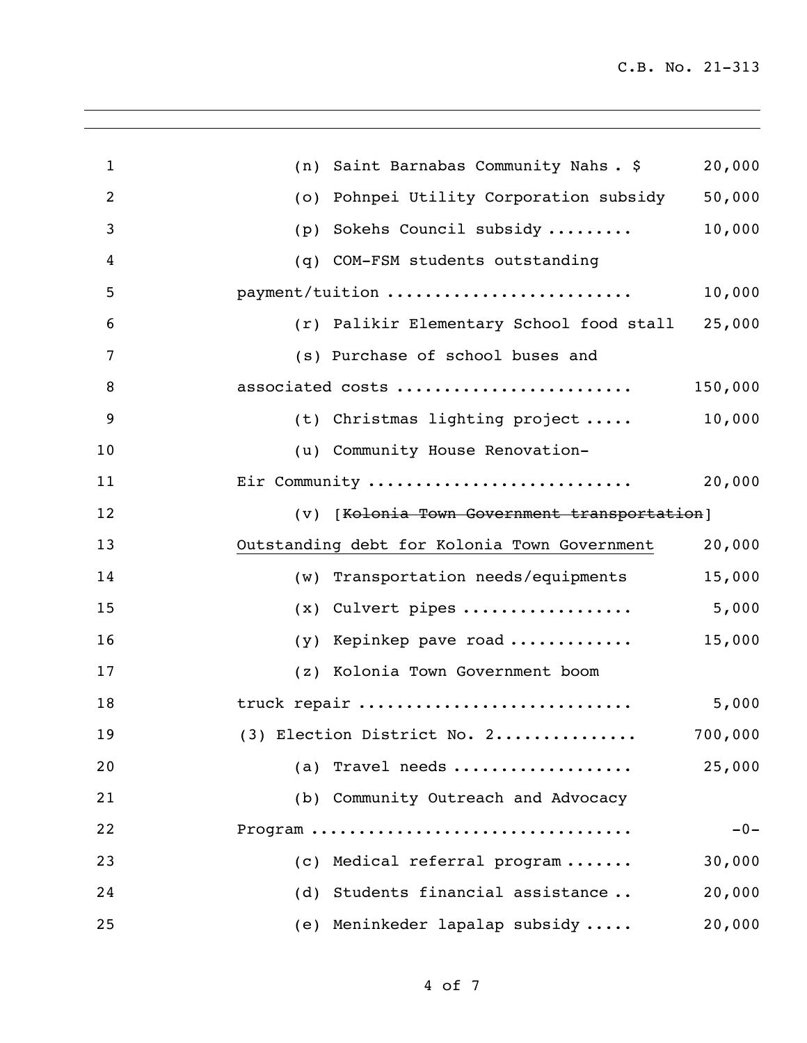(n) Saint Barnabas Community Nahs . $ 20,000

(o) Pohnpei Utility Corporation subsidy 50,000

(p) Sokehs Council subsidy ......... 10,000

(q) COM-FSM students outstanding payment/tuition ......................... 10,000

(r) Palikir Elementary School food stall 25,000

(s) Purchase of school buses and associated costs ........................ 150,000

(t) Christmas lighting project ..... 10,000

(u) Community House Renovation-Eir Community ........................... 20,000

(v) [~~Kolonia Town Government transportation~~] <u>Outstanding debt for Kolonia Town Government</u> 20,000

(w) Transportation needs/equipments 15,000

(x) Culvert pipes .................. 5,000

(y) Kepinkep pave road ............. 15,000

(z) Kolonia Town Government boom truck repair ............................ 5,000

(3) Election District No. 2............... 700,000

(a) Travel needs ................... 25,000

(b) Community Outreach and Advocacy Program ................................ -0-

(c) Medical referral program ....... 30,000

(d) Students financial assistance .. 20,000

(e) Meninkeder lapalap subsidy ..... 20,000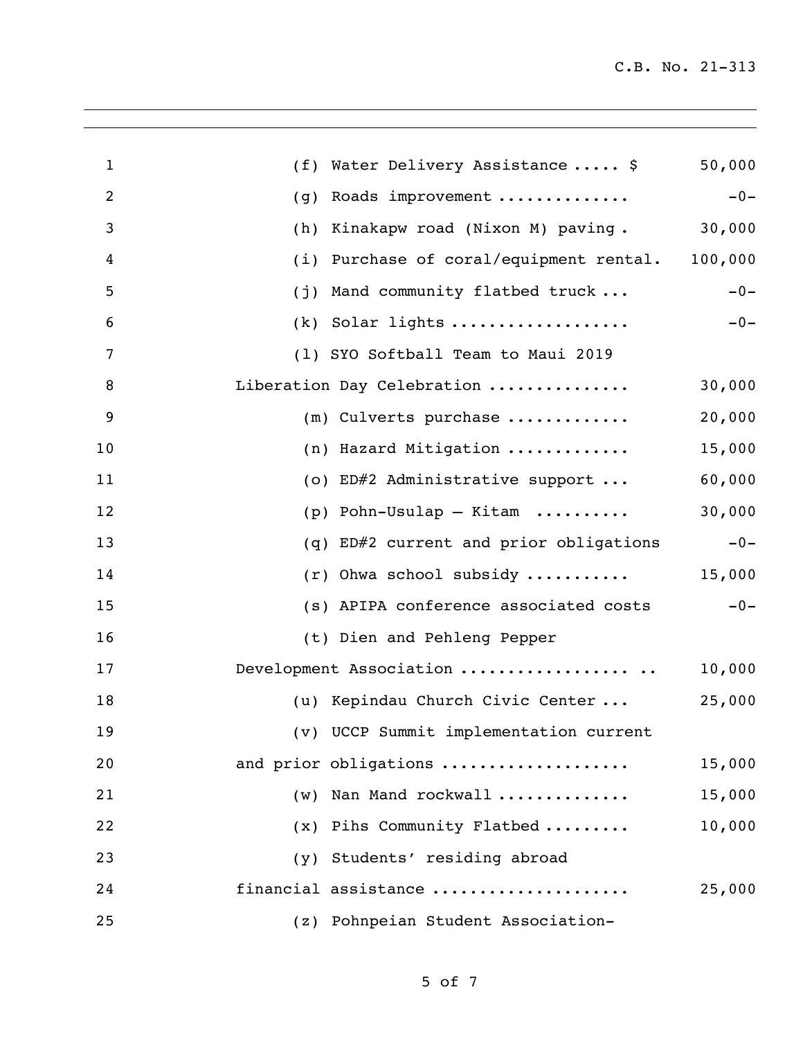(f) Water Delivery Assistance ..... $ 50,000

(g) Roads improvement ............. -0-

(h) Kinakapw road (Nixon M) paving . 30,000

(i) Purchase of coral/equipment rental. 100,000

(j) Mand community flatbed truck ... -0-

(k) Solar lights .................. -0-

(l) SYO Softball Team to Maui 2019 Liberation Day Celebration .............. 30,000

(m) Culverts purchase ............ 20,000

(n) Hazard Mitigation ............ 15,000

(o) ED#2 Administrative support ... 60,000

(p) Pohn-Usulap – Kitam .......... 30,000

(q) ED#2 current and prior obligations -0-

(r) Ohwa school subsidy .......... 15,000

(s) APIPA conference associated costs -0-

(t) Dien and Pehleng Pepper Development Association .................. .. 10,000

(u) Kepindau Church Civic Center ... 25,000

(v) UCCP Summit implementation current and prior obligations ................... 15,000

(w) Nan Mand rockwall ............. 15,000

(x) Pihs Community Flatbed ......... 10,000

(y) Students' residing abroad financial assistance .................... 25,000

(z) Pohnpeian Student Association-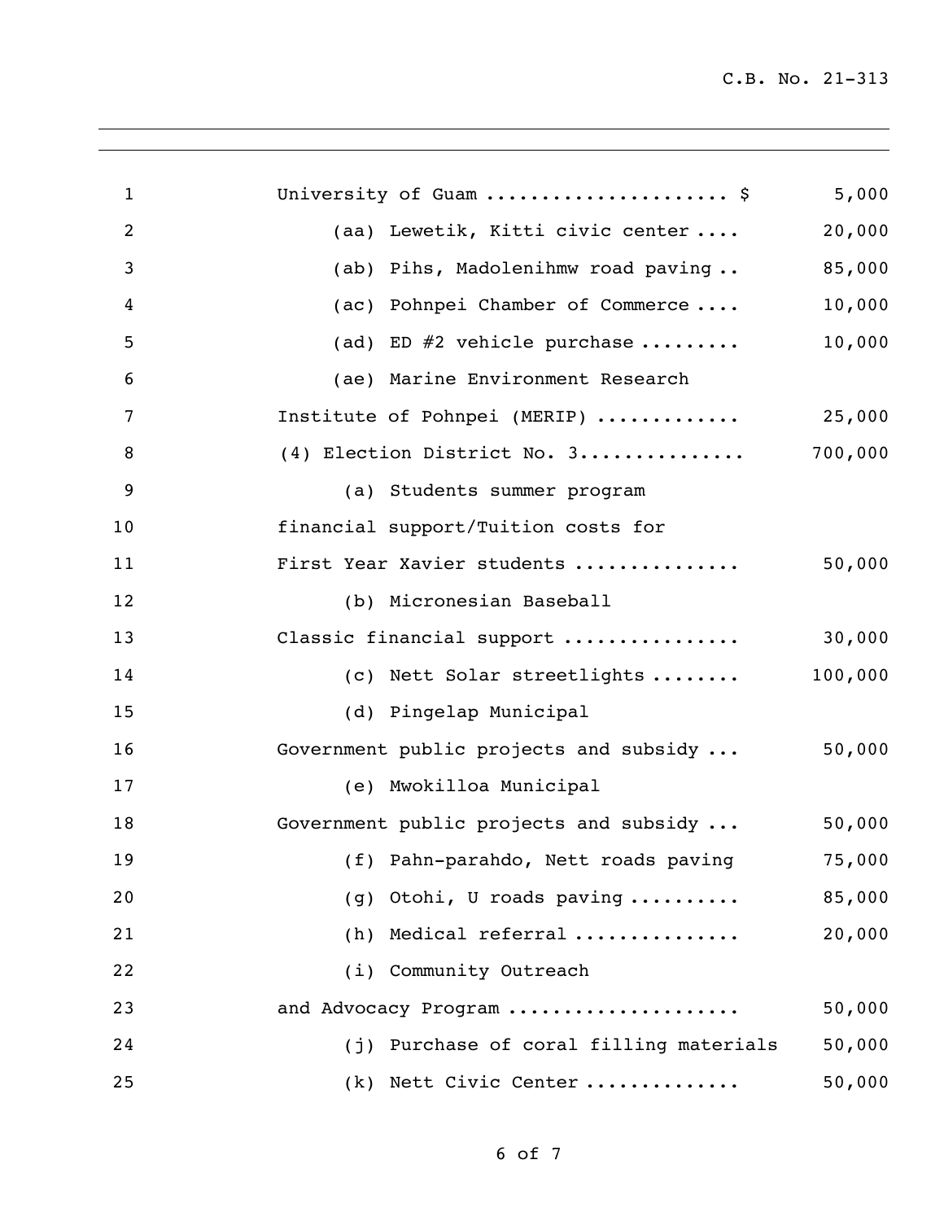University of Guam .................... $ 5,000

(aa) Lewetik, Kitti civic center .... 20,000

(ab) Pihs, Madolenihmw road paving .. 85,000

(ac) Pohnpei Chamber of Commerce .... 10,000

(ad) ED #2 vehicle purchase ......... 10,000

(ae) Marine Environment Research Institute of Pohnpei (MERIP) ............ 25,000

(4) Election District No. 3.............. 700,000

(a) Students summer program financial support/Tuition costs for First Year Xavier students .............. 50,000

(b) Micronesian Baseball Classic financial support ............... 30,000

(c) Nett Solar streetlights ........ 100,000

(d) Pingelap Municipal Government public projects and subsidy ... 50,000

(e) Mwokilloa Municipal Government public projects and subsidy ... 50,000

(f) Pahn-parahdo, Nett roads paving 75,000

(g) Otohi, U roads paving .......... 85,000

(h) Medical referral .............. 20,000

(i) Community Outreach and Advocacy Program ................... 50,000

(j) Purchase of coral filling materials 50,000

(k) Nett Civic Center ............. 50,000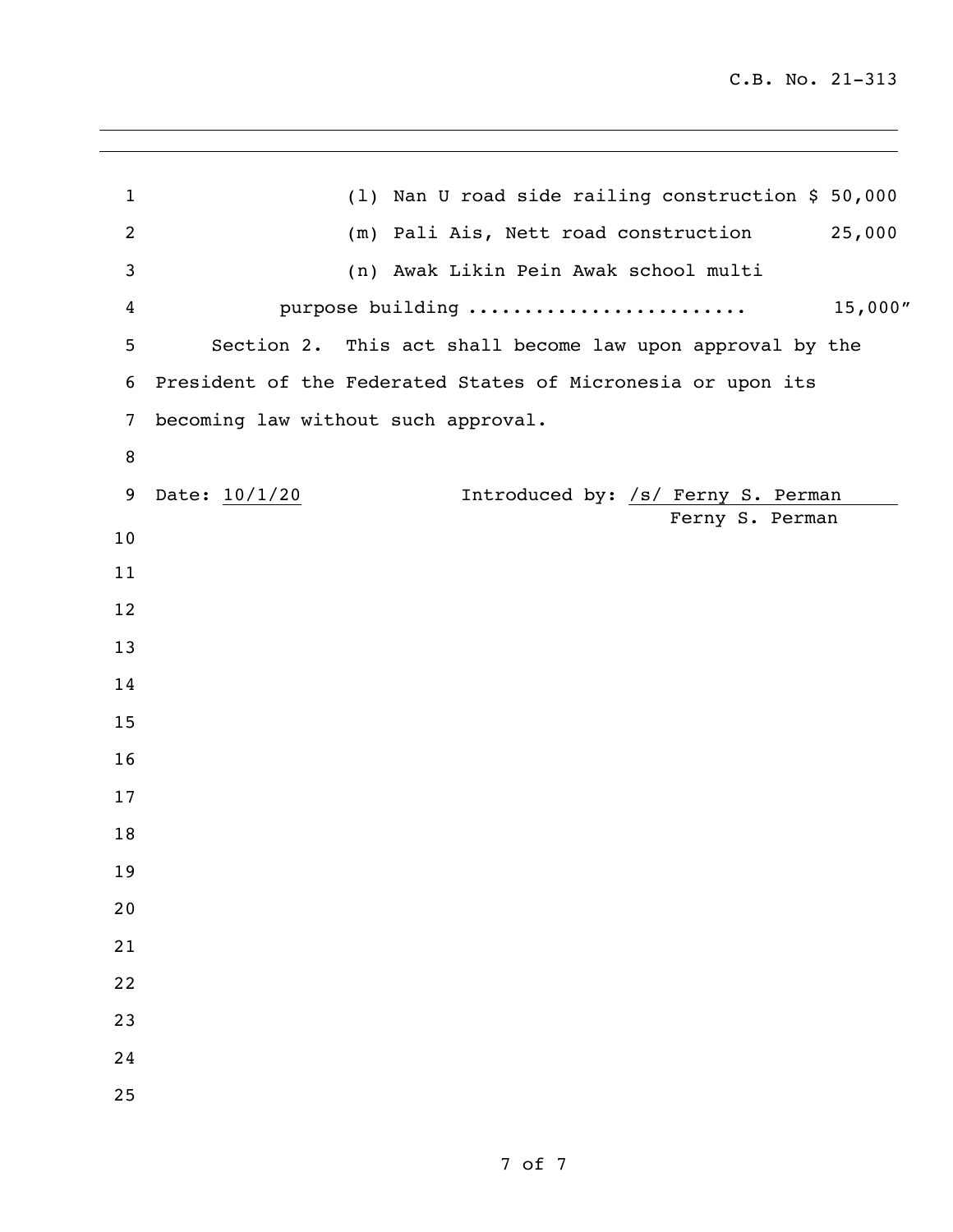(l) Nan U road side railing construction $ 50,000

(m) Pali Ais, Nett road construction 25,000

(n) Awak Likin Pein Awak school multi purpose building ........................ 15,000"

Section 2. This act shall become law upon approval by the President of the Federated States of Micronesia or upon its becoming law without such approval.

Date: 10/1/20

Introduced by: /s/ Ferny S. Perman
Ferny S. Perman